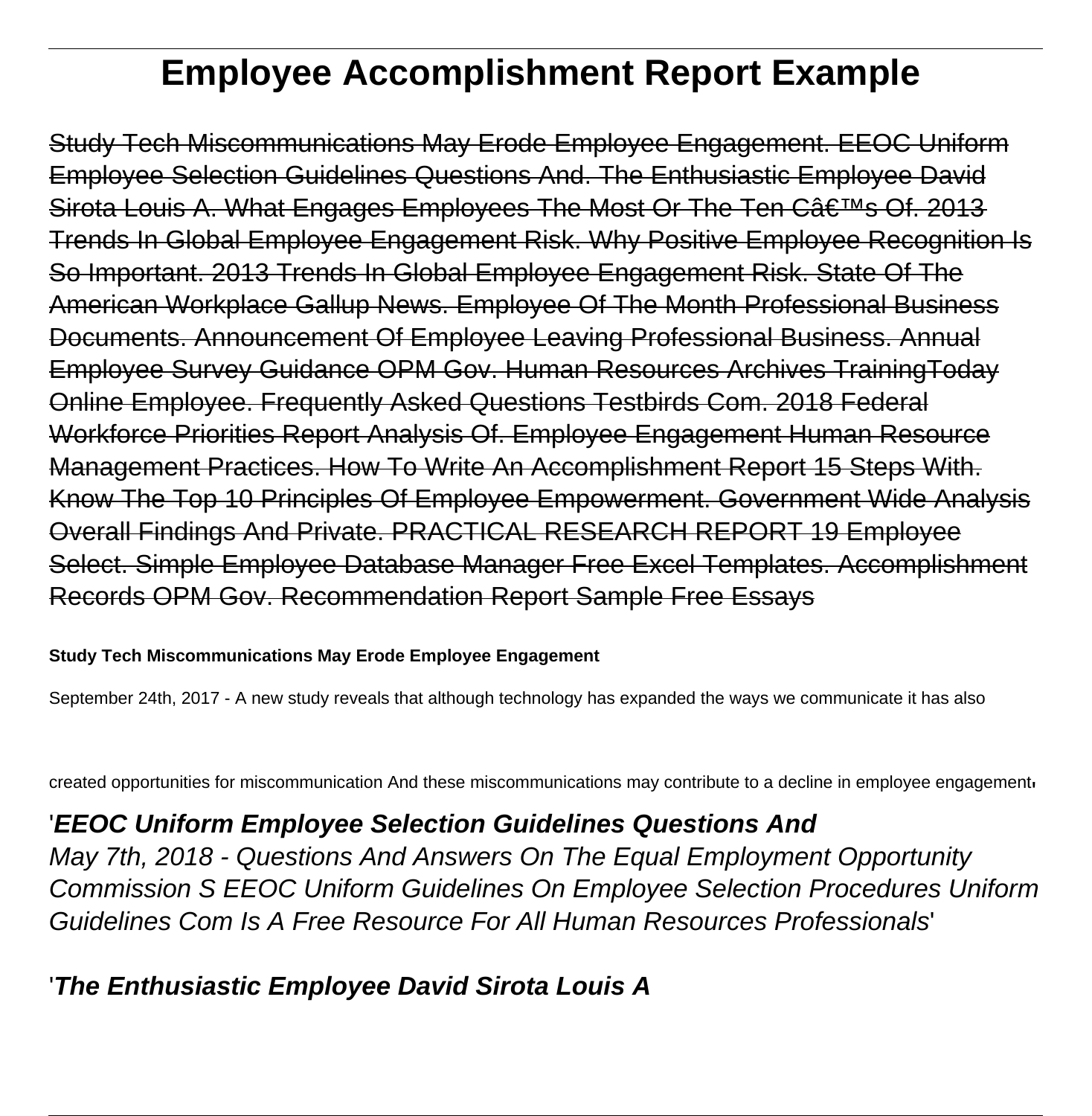# Employee Accomplishment Report Example

Study Tech Miscommunications May Erode Employee Engagement. EEOC Uniform Employee Selection Guidelines Questions And. The Enthusiastic Employee David Sirota Louis A. What Engages Employees The Most Or The Ten Câ€™s Of. 2013 Trends In Global Employee Engagement Risk. Why Positive Employee Recognition Is So Important. 2013 Trends In Global Employee Engagement Risk. State Of The American Workplace Gallup News. Employee Of The Month Professional Business Documents. Announcement Of Employee Leaving Professional Business. Annual Employee Survey Guidance OPM Gov. Human Resources Archives TrainingToday Online Employee. Frequently Asked Questions Testbirds Com. 2018 Federal Workforce Priorities Report Analysis Of. Employee Engagement Human Resource Management Practices. How To Write An Accomplishment Report 15 Steps With. Know The Top 10 Principles Of Employee Empowerment. Government Wide Analysis Overall Findings And Private. PRACTICAL RESEARCH REPORT 19 Employee Select. Simple Employee Database Manager Free Excel Templates. Accomplishment Records OPM Gov. Recommendation Report Sample Free Essays

**Study Tech Miscommunications May Erode Employee Engagement**

September 24th, 2017 - A new study reveals that although technology has expanded the ways we communicate it has also created opportunities for miscommunication And these miscommunications may contribute to a decline in employee engagement'

## '*EEOC Uniform Employee Selection Guidelines Questions And*

*May 7th, 2018 - Questions And Answers On The Equal Employment Opportunity Commission S EEOC Uniform Guidelines On Employee Selection Procedures Uniform Guidelines Com Is A Free Resource For All Human Resources Professionals'*

## '*The Enthusiastic Employee David Sirota Louis A*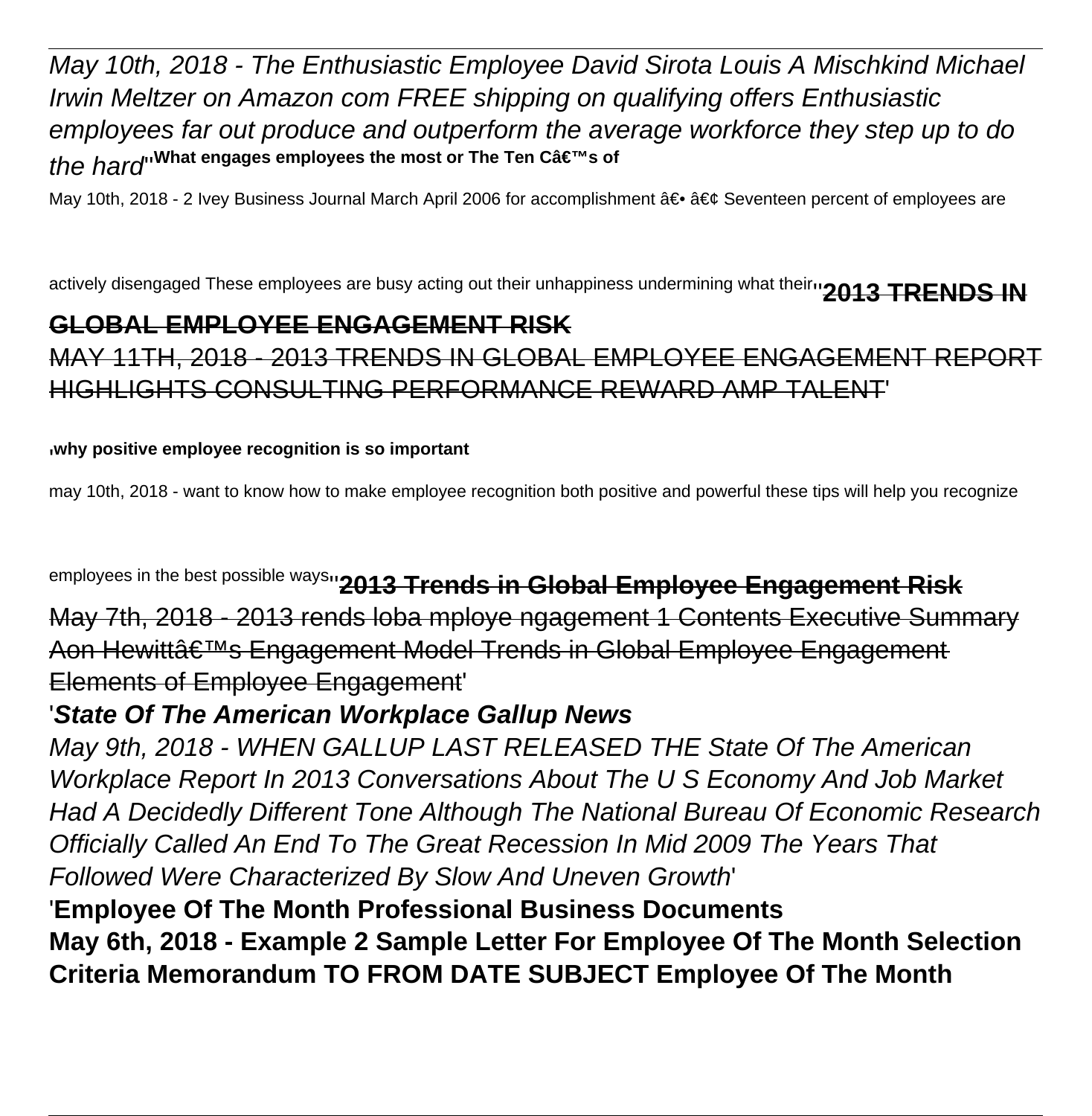*May 10th, 2018 - The Enthusiastic Employee David Sirota Louis A Mischkind Michael Irwin Meltzer on Amazon com FREE shipping on qualifying offers Enthusiastic employees far out produce and outperform the average workforce they step up to do the hard*''**What engages employees the most or The Ten Câ€™s of**

May 10th, 2018 - 2 Ivey Business Journal March April 2006 for accomplishment â€• â€¢ Seventeen percent of employees are actively disengaged These employees are busy acting out their unhappiness undermining what their''~~**2013 TRENDS IN GLOBAL EMPLOYEE ENGAGEMENT RISK**~~

~~MAY 11TH, 2018 - 2013 TRENDS IN GLOBAL EMPLOYEE ENGAGEMENT REPORT HIGHLIGHTS CONSULTING PERFORMANCE REWARD AMP TALENT~~'

'**why positive employee recognition is so important**

may 10th, 2018 - want to know how to make employee recognition both positive and powerful these tips will help you recognize employees in the best possible ways''~~**2013 Trends in Global Employee Engagement Risk**~~

~~May 7th, 2018 - 2013 rends loba mploye ngagement 1 Contents Executive Summary Aon Hewittâ€™s Engagement Model Trends in Global Employee Engagement Elements of Employee Engagement~~'

'***State Of The American Workplace Gallup News***

*May 9th, 2018 - WHEN GALLUP LAST RELEASED THE State Of The American Workplace Report In 2013 Conversations About The U S Economy And Job Market Had A Decidedly Different Tone Although The National Bureau Of Economic Research Officially Called An End To The Great Recession In Mid 2009 The Years That Followed Were Characterized By Slow And Uneven Growth*'

'**Employee Of The Month Professional Business Documents**

**May 6th, 2018 - Example 2 Sample Letter For Employee Of The Month Selection Criteria Memorandum TO FROM DATE SUBJECT Employee Of The Month**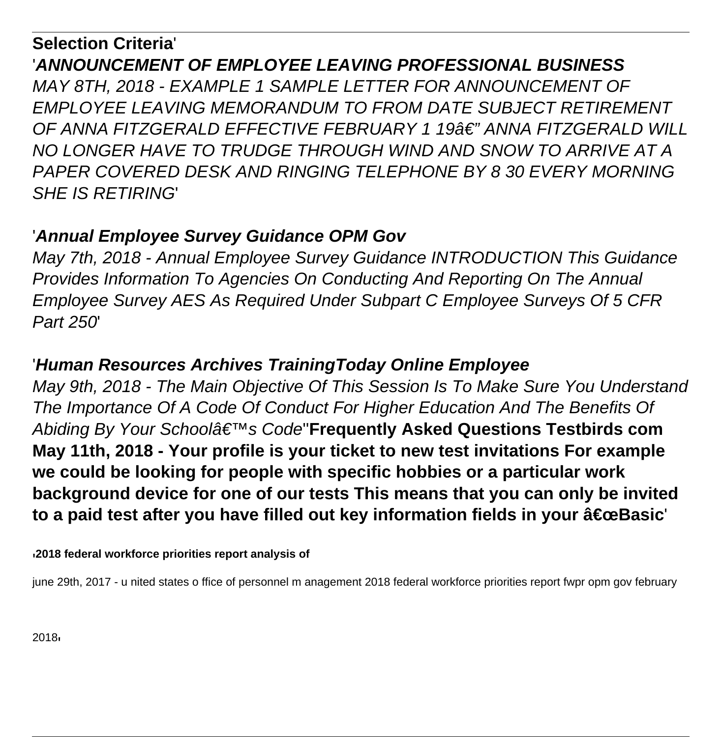**Selection Criteria**'

'***ANNOUNCEMENT OF EMPLOYEE LEAVING PROFESSIONAL BUSINESS***

*MAY 8TH, 2018 - EXAMPLE 1 SAMPLE LETTER FOR ANNOUNCEMENT OF EMPLOYEE LEAVING MEMORANDUM TO FROM DATE SUBJECT RETIREMENT OF ANNA FITZGERALD EFFECTIVE FEBRUARY 1 19â€" ANNA FITZGERALD WILL NO LONGER HAVE TO TRUDGE THROUGH WIND AND SNOW TO ARRIVE AT A PAPER COVERED DESK AND RINGING TELEPHONE BY 8 30 EVERY MORNING SHE IS RETIRING*'

'***Annual Employee Survey Guidance OPM Gov***

*May 7th, 2018 - Annual Employee Survey Guidance INTRODUCTION This Guidance Provides Information To Agencies On Conducting And Reporting On The Annual Employee Survey AES As Required Under Subpart C Employee Surveys Of 5 CFR Part 250*'

'***Human Resources Archives TrainingToday Online Employee***

*May 9th, 2018 - The Main Objective Of This Session Is To Make Sure You Understand The Importance Of A Code Of Conduct For Higher Education And The Benefits Of Abiding By Your Schoolâ€™s Code*''**Frequently Asked Questions Testbirds com May 11th, 2018 - Your profile is your ticket to new test invitations For example we could be looking for people with specific hobbies or a particular work background device for one of our tests This means that you can only be invited to a paid test after you have filled out key information fields in your â€œBasic**'

'**2018 federal workforce priorities report analysis of**

june 29th, 2017 - u nited states o ffice of personnel m anagement 2018 federal workforce priorities report fwpr opm gov february 2018'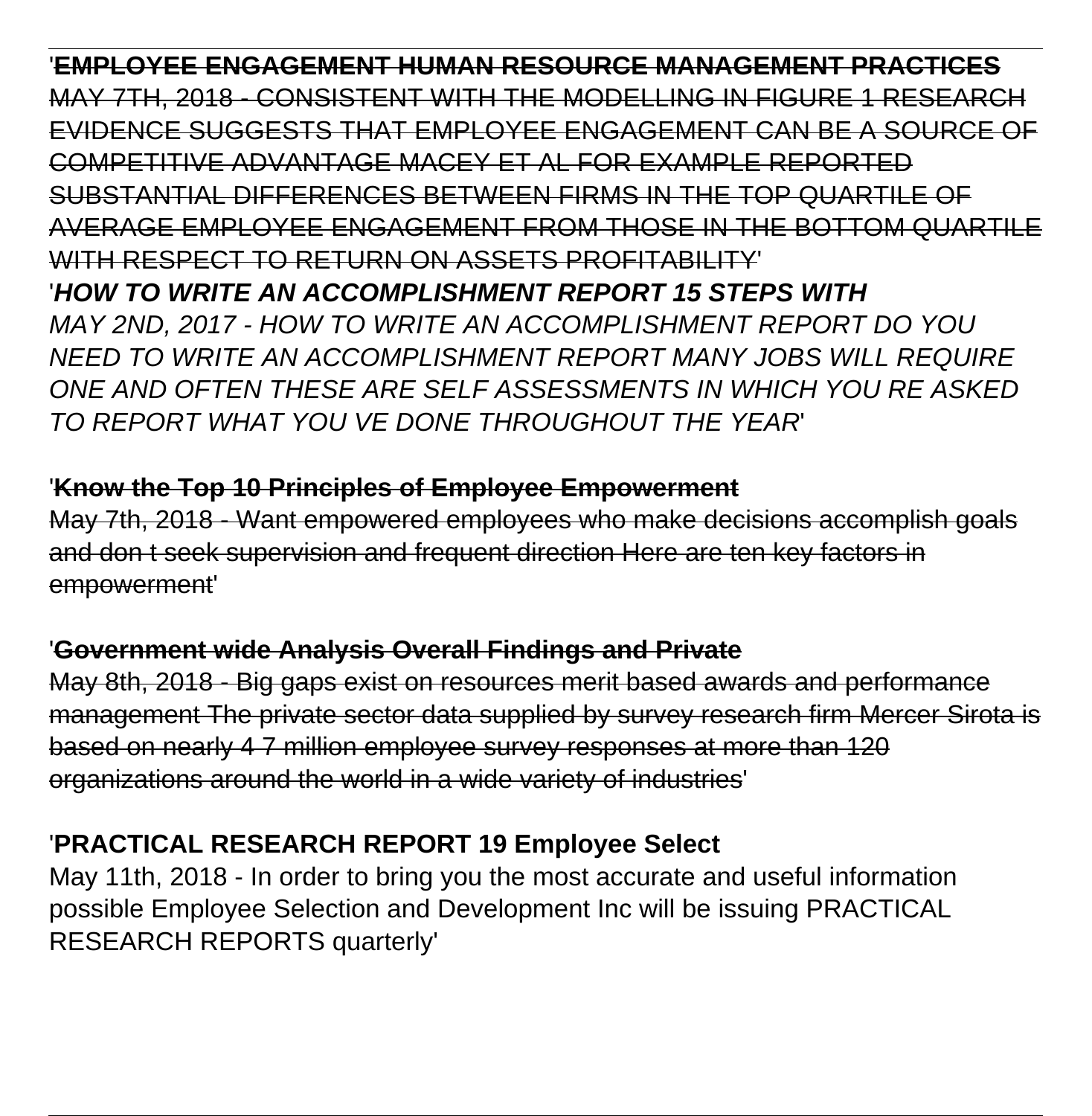'**EMPLOYEE ENGAGEMENT HUMAN RESOURCE MANAGEMENT PRACTICES**
~~MAY 7TH, 2018 - CONSISTENT WITH THE MODELLING IN FIGURE 1 RESEARCH EVIDENCE SUGGESTS THAT EMPLOYEE ENGAGEMENT CAN BE A SOURCE OF COMPETITIVE ADVANTAGE MACEY ET AL FOR EXAMPLE REPORTED SUBSTANTIAL DIFFERENCES BETWEEN FIRMS IN THE TOP QUARTILE OF AVERAGE EMPLOYEE ENGAGEMENT FROM THOSE IN THE BOTTOM QUARTILE WITH RESPECT TO RETURN ON ASSETS PROFITABILITY~~'

'***HOW TO WRITE AN ACCOMPLISHMENT REPORT 15 STEPS WITH***
*MAY 2ND, 2017 - HOW TO WRITE AN ACCOMPLISHMENT REPORT DO YOU NEED TO WRITE AN ACCOMPLISHMENT REPORT MANY JOBS WILL REQUIRE ONE AND OFTEN THESE ARE SELF ASSESSMENTS IN WHICH YOU RE ASKED TO REPORT WHAT YOU VE DONE THROUGHOUT THE YEAR*'

'**Know the Top 10 Principles of Employee Empowerment**
~~May 7th, 2018 - Want empowered employees who make decisions accomplish goals and don t seek supervision and frequent direction Here are ten key factors in empowerment~~'

'**Government wide Analysis Overall Findings and Private**
~~May 8th, 2018 - Big gaps exist on resources merit based awards and performance management The private sector data supplied by survey research firm Mercer Sirota is based on nearly 4 7 million employee survey responses at more than 120 organizations around the world in a wide variety of industries~~'

'**PRACTICAL RESEARCH REPORT 19 Employee Select**
May 11th, 2018 - In order to bring you the most accurate and useful information possible Employee Selection and Development Inc will be issuing PRACTICAL RESEARCH REPORTS quarterly'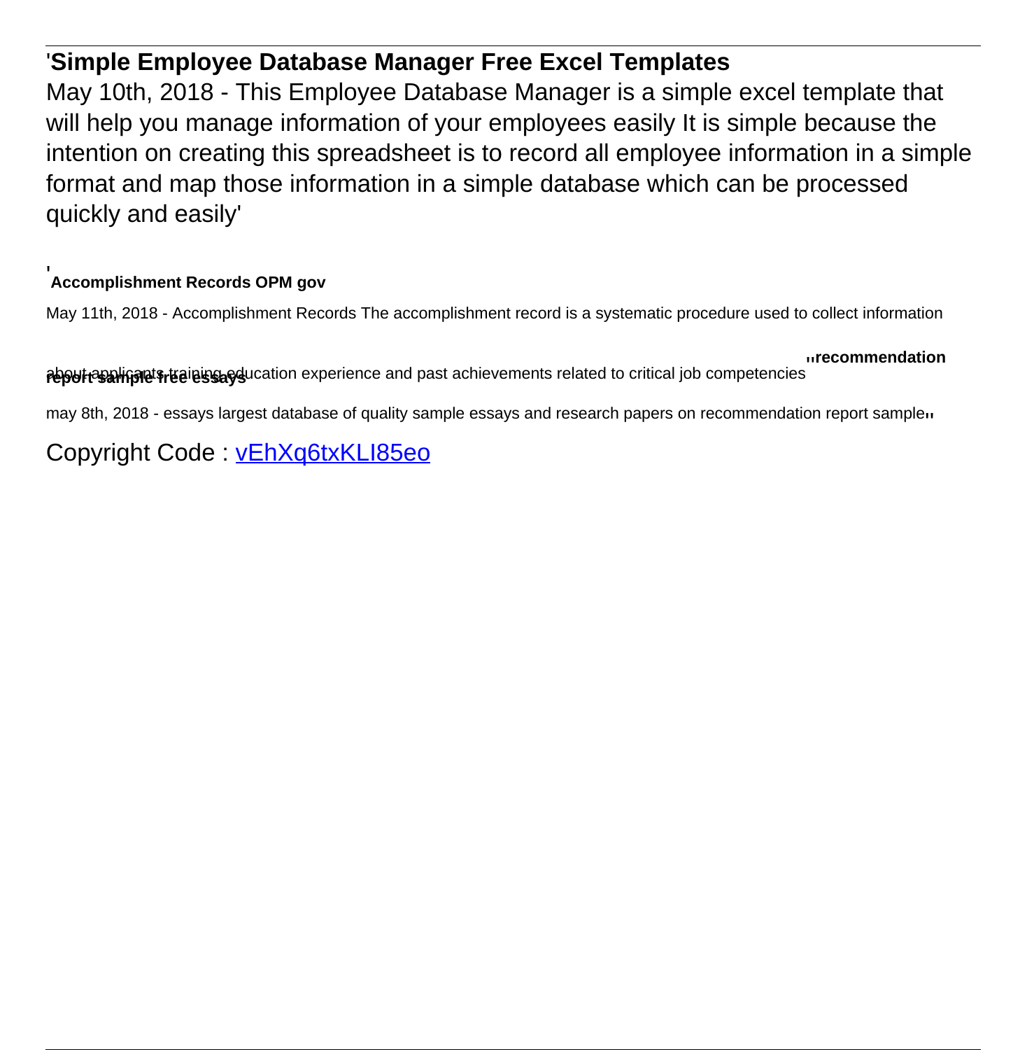'**Simple Employee Database Manager Free Excel Templates**

May 10th, 2018 - This Employee Database Manager is a simple excel template that will help you manage information of your employees easily It is simple because the intention on creating this spreadsheet is to record all employee information in a simple format and map those information in a simple database which can be processed quickly and easily'

'**Accomplishment Records OPM gov**

May 11th, 2018 - Accomplishment Records The accomplishment record is a systematic procedure used to collect information about applicants training education experience and past achievements related to critical job competencies''

**recommendation report sample free essays**

may 8th, 2018 - essays largest database of quality sample essays and research papers on recommendation report sample''

Copyright Code : vEhXq6txKLI85eo